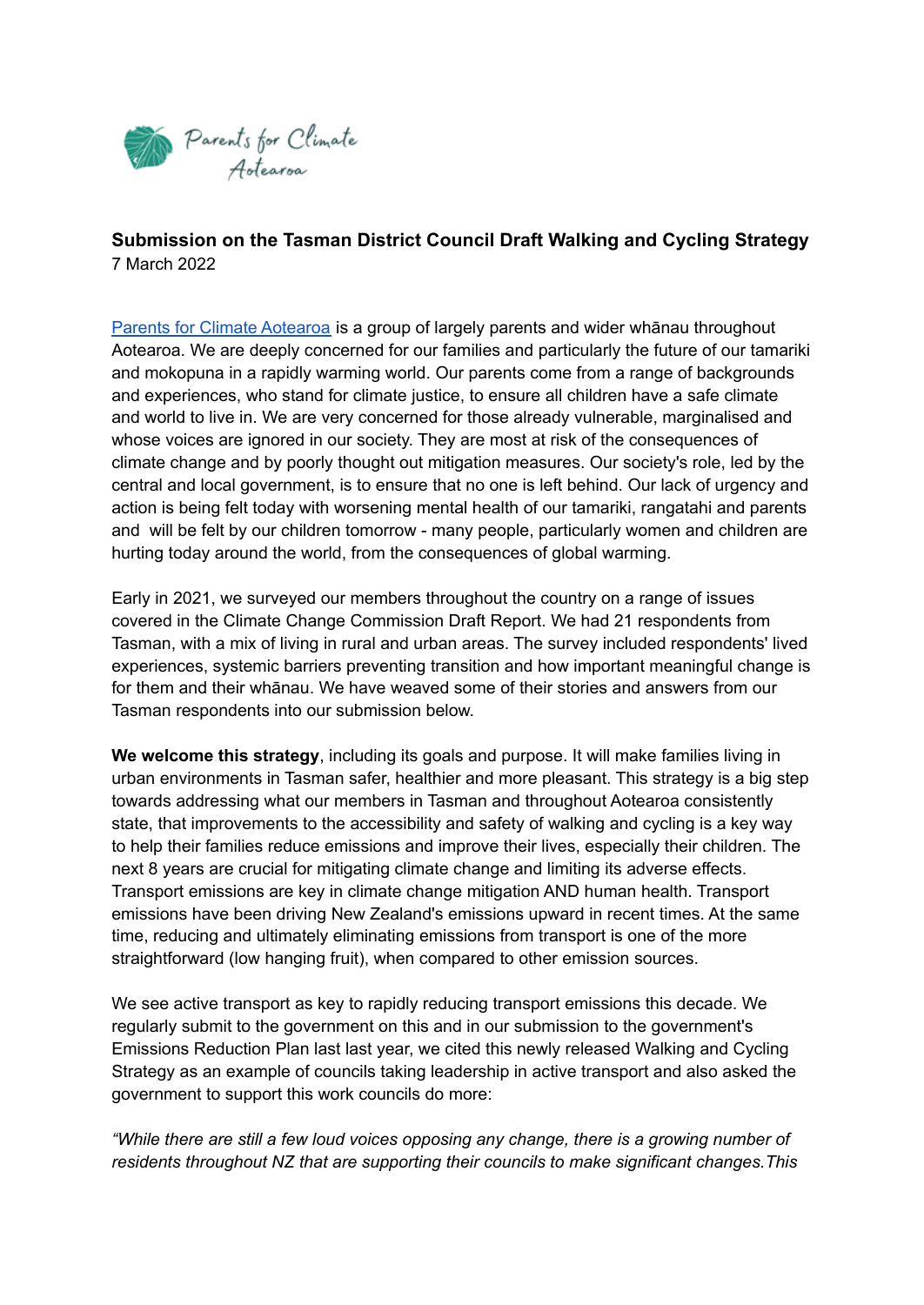Parents for Climate Aotearoa

**Submission on the Tasman District Council Draft Walking and Cycling Strategy**
7 March 2022

[Parents for Climate Aotearoa](#) is a group of largely parents and wider whānau throughout Aotearoa. We are deeply concerned for our families and particularly the future of our tamariki and mokopuna in a rapidly warming world. Our parents come from a range of backgrounds and experiences, who stand for climate justice, to ensure all children have a safe climate and world to live in. We are very concerned for those already vulnerable, marginalised and whose voices are ignored in our society. They are most at risk of the consequences of climate change and by poorly thought out mitigation measures. Our society's role, led by the central and local government, is to ensure that no one is left behind. Our lack of urgency and action is being felt today with worsening mental health of our tamariki, rangatahi and parents and will be felt by our children tomorrow - many people, particularly women and children are hurting today around the world, from the consequences of global warming.

Early in 2021, we surveyed our members throughout the country on a range of issues covered in the Climate Change Commission Draft Report. We had 21 respondents from Tasman, with a mix of living in rural and urban areas. The survey included respondents' lived experiences, systemic barriers preventing transition and how important meaningful change is for them and their whānau. We have weaved some of their stories and answers from our Tasman respondents into our submission below.

**We welcome this strategy**, including its goals and purpose. It will make families living in urban environments in Tasman safer, healthier and more pleasant. This strategy is a big step towards addressing what our members in Tasman and throughout Aotearoa consistently state, that improvements to the accessibility and safety of walking and cycling is a key way to help their families reduce emissions and improve their lives, especially their children. The next 8 years are crucial for mitigating climate change and limiting its adverse effects. Transport emissions are key in climate change mitigation AND human health. Transport emissions have been driving New Zealand's emissions upward in recent times. At the same time, reducing and ultimately eliminating emissions from transport is one of the more straightforward (low hanging fruit), when compared to other emission sources.

We see active transport as key to rapidly reducing transport emissions this decade. We regularly submit to the government on this and in our submission to the government's Emissions Reduction Plan last last year, we cited this newly released Walking and Cycling Strategy as an example of councils taking leadership in active transport and also asked the government to support this work councils do more:

*"While there are still a few loud voices opposing any change, there is a growing number of residents throughout NZ that are supporting their councils to make significant changes.This*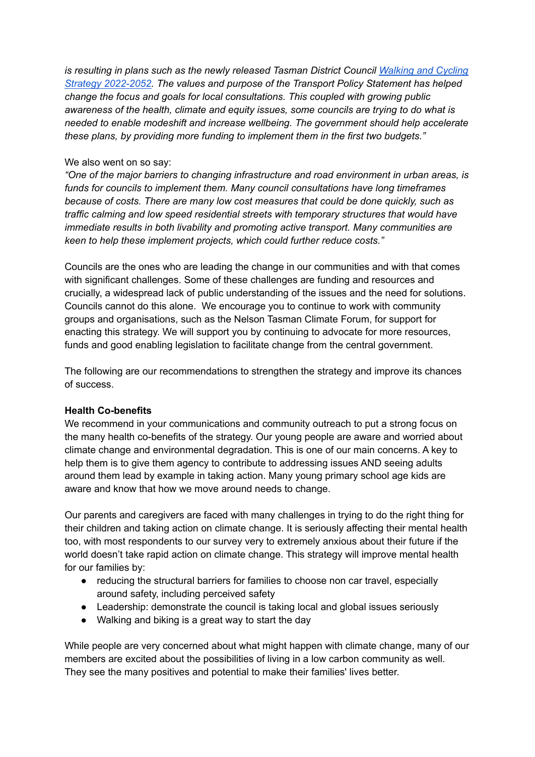*is resulting in plans such as the newly released Tasman District Council [Walking and Cycling Strategy 2022-2052](). The values and purpose of the Transport Policy Statement has helped change the focus and goals for local consultations. This coupled with growing public awareness of the health, climate and equity issues, some councils are trying to do what is needed to enable modeshift and increase wellbeing. The government should help accelerate these plans, by providing more funding to implement them in the first two budgets."*

We also went on so say:
*"One of the major barriers to changing infrastructure and road environment in urban areas, is funds for councils to implement them. Many council consultations have long timeframes because of costs. There are many low cost measures that could be done quickly, such as traffic calming and low speed residential streets with temporary structures that would have immediate results in both livability and promoting active transport. Many communities are keen to help these implement projects, which could further reduce costs."*

Councils are the ones who are leading the change in our communities and with that comes with significant challenges. Some of these challenges are funding and resources and crucially, a widespread lack of public understanding of the issues and the need for solutions. Councils cannot do this alone. We encourage you to continue to work with community groups and organisations, such as the Nelson Tasman Climate Forum, for support for enacting this strategy. We will support you by continuing to advocate for more resources, funds and good enabling legislation to facilitate change from the central government.

The following are our recommendations to strengthen the strategy and improve its chances of success.

**Health Co-benefits**
We recommend in your communications and community outreach to put a strong focus on the many health co-benefits of the strategy. Our young people are aware and worried about climate change and environmental degradation. This is one of our main concerns. A key to help them is to give them agency to contribute to addressing issues AND seeing adults around them lead by example in taking action. Many young primary school age kids are aware and know that how we move around needs to change.

Our parents and caregivers are faced with many challenges in trying to do the right thing for their children and taking action on climate change. It is seriously affecting their mental health too, with most respondents to our survey very to extremely anxious about their future if the world doesn't take rapid action on climate change. This strategy will improve mental health for our families by:

- reducing the structural barriers for families to choose non car travel, especially around safety, including perceived safety
- Leadership: demonstrate the council is taking local and global issues seriously
- Walking and biking is a great way to start the day

While people are very concerned about what might happen with climate change, many of our members are excited about the possibilities of living in a low carbon community as well. They see the many positives and potential to make their families' lives better.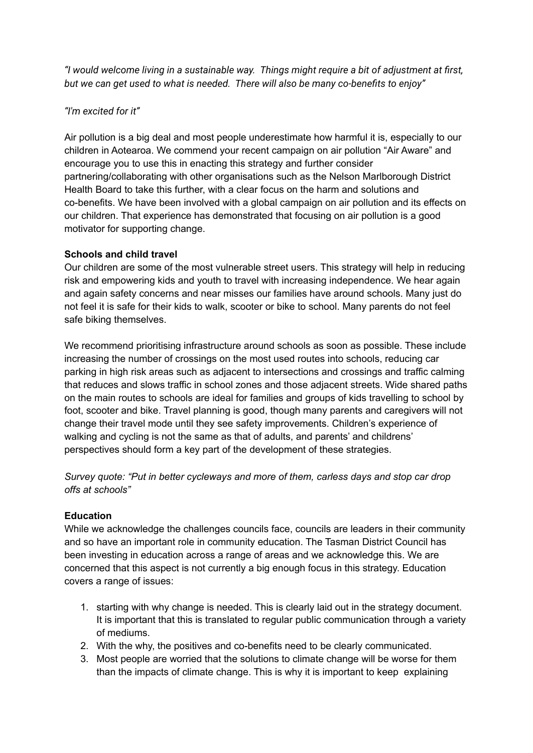*"I would welcome living in a sustainable way. Things might require a bit of adjustment at first, but we can get used to what is needed. There will also be many co-benefits to enjoy"*

*"I'm excited for it"*

Air pollution is a big deal and most people underestimate how harmful it is, especially to our children in Aotearoa. We commend your recent campaign on air pollution "Air Aware" and encourage you to use this in enacting this strategy and further consider partnering/collaborating with other organisations such as the Nelson Marlborough District Health Board to take this further, with a clear focus on the harm and solutions and co-benefits. We have been involved with a global campaign on air pollution and its effects on our children. That experience has demonstrated that focusing on air pollution is a good motivator for supporting change.

**Schools and child travel**

Our children are some of the most vulnerable street users. This strategy will help in reducing risk and empowering kids and youth to travel with increasing independence. We hear again and again safety concerns and near misses our families have around schools. Many just do not feel it is safe for their kids to walk, scooter or bike to school. Many parents do not feel safe biking themselves.

We recommend prioritising infrastructure around schools as soon as possible. These include increasing the number of crossings on the most used routes into schools, reducing car parking in high risk areas such as adjacent to intersections and crossings and traffic calming that reduces and slows traffic in school zones and those adjacent streets. Wide shared paths on the main routes to schools are ideal for families and groups of kids travelling to school by foot, scooter and bike. Travel planning is good, though many parents and caregivers will not change their travel mode until they see safety improvements. Children's experience of walking and cycling is not the same as that of adults, and parents' and childrens' perspectives should form a key part of the development of these strategies.

*Survey quote: "Put in better cycleways and more of them, carless days and stop car drop offs at schools"*

**Education**

While we acknowledge the challenges councils face, councils are leaders in their community and so have an important role in community education. The Tasman District Council has been investing in education across a range of areas and we acknowledge this. We are concerned that this aspect is not currently a big enough focus in this strategy. Education covers a range of issues:

1. starting with why change is needed. This is clearly laid out in the strategy document. It is important that this is translated to regular public communication through a variety of mediums.
2. With the why, the positives and co-benefits need to be clearly communicated.
3. Most people are worried that the solutions to climate change will be worse for them than the impacts of climate change. This is why it is important to keep explaining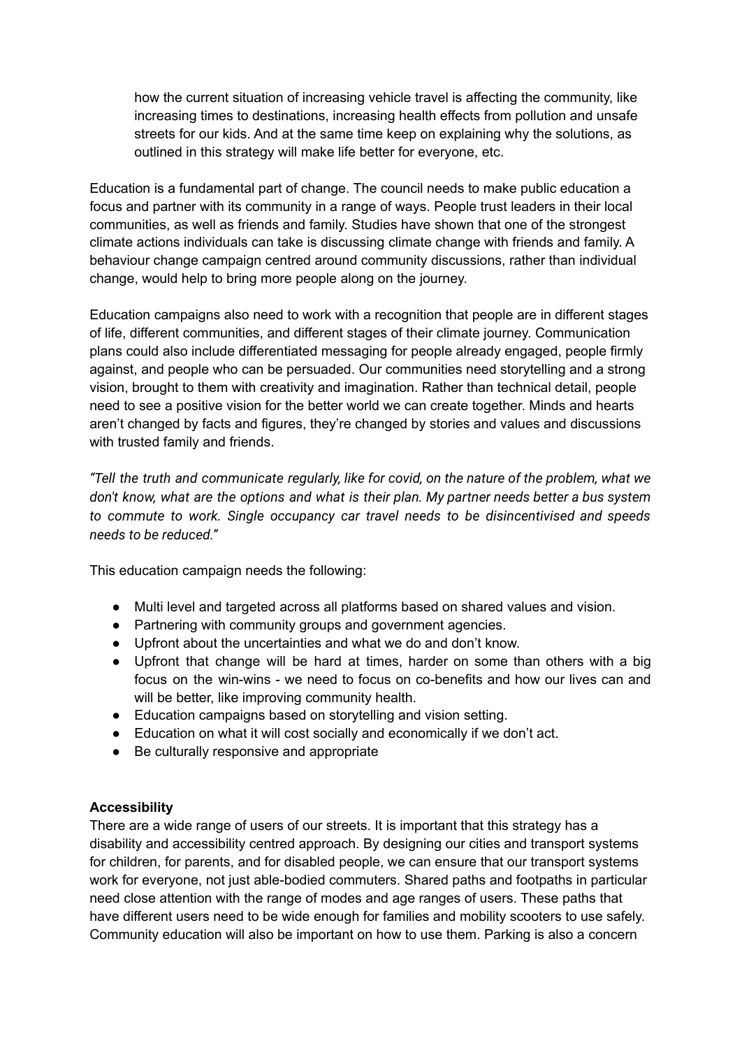how the current situation of increasing vehicle travel is affecting the community, like increasing times to destinations, increasing health effects from pollution and unsafe streets for our kids. And at the same time keep on explaining why the solutions, as outlined in this strategy will make life better for everyone, etc.

Education is a fundamental part of change. The council needs to make public education a focus and partner with its community in a range of ways. People trust leaders in their local communities, as well as friends and family. Studies have shown that one of the strongest climate actions individuals can take is discussing climate change with friends and family. A behaviour change campaign centred around community discussions, rather than individual change, would help to bring more people along on the journey.

Education campaigns also need to work with a recognition that people are in different stages of life, different communities, and different stages of their climate journey. Communication plans could also include differentiated messaging for people already engaged, people firmly against, and people who can be persuaded. Our communities need storytelling and a strong vision, brought to them with creativity and imagination. Rather than technical detail, people need to see a positive vision for the better world we can create together. Minds and hearts aren't changed by facts and figures, they're changed by stories and values and discussions with trusted family and friends.

*"Tell the truth and communicate regularly, like for covid, on the nature of the problem, what we don't know, what are the options and what is their plan. My partner needs better a bus system to commute to work. Single occupancy car travel needs to be disincentivised and speeds needs to be reduced."*

This education campaign needs the following:

- Multi level and targeted across all platforms based on shared values and vision.
- Partnering with community groups and government agencies.
- Upfront about the uncertainties and what we do and don't know.
- Upfront that change will be hard at times, harder on some than others with a big focus on the win-wins - we need to focus on co-benefits and how our lives can and will be better, like improving community health.
- Education campaigns based on storytelling and vision setting.
- Education on what it will cost socially and economically if we don't act.
- Be culturally responsive and appropriate

**Accessibility**

There are a wide range of users of our streets. It is important that this strategy has a disability and accessibility centred approach. By designing our cities and transport systems for children, for parents, and for disabled people, we can ensure that our transport systems work for everyone, not just able-bodied commuters. Shared paths and footpaths in particular need close attention with the range of modes and age ranges of users. These paths that have different users need to be wide enough for families and mobility scooters to use safely. Community education will also be important on how to use them. Parking is also a concern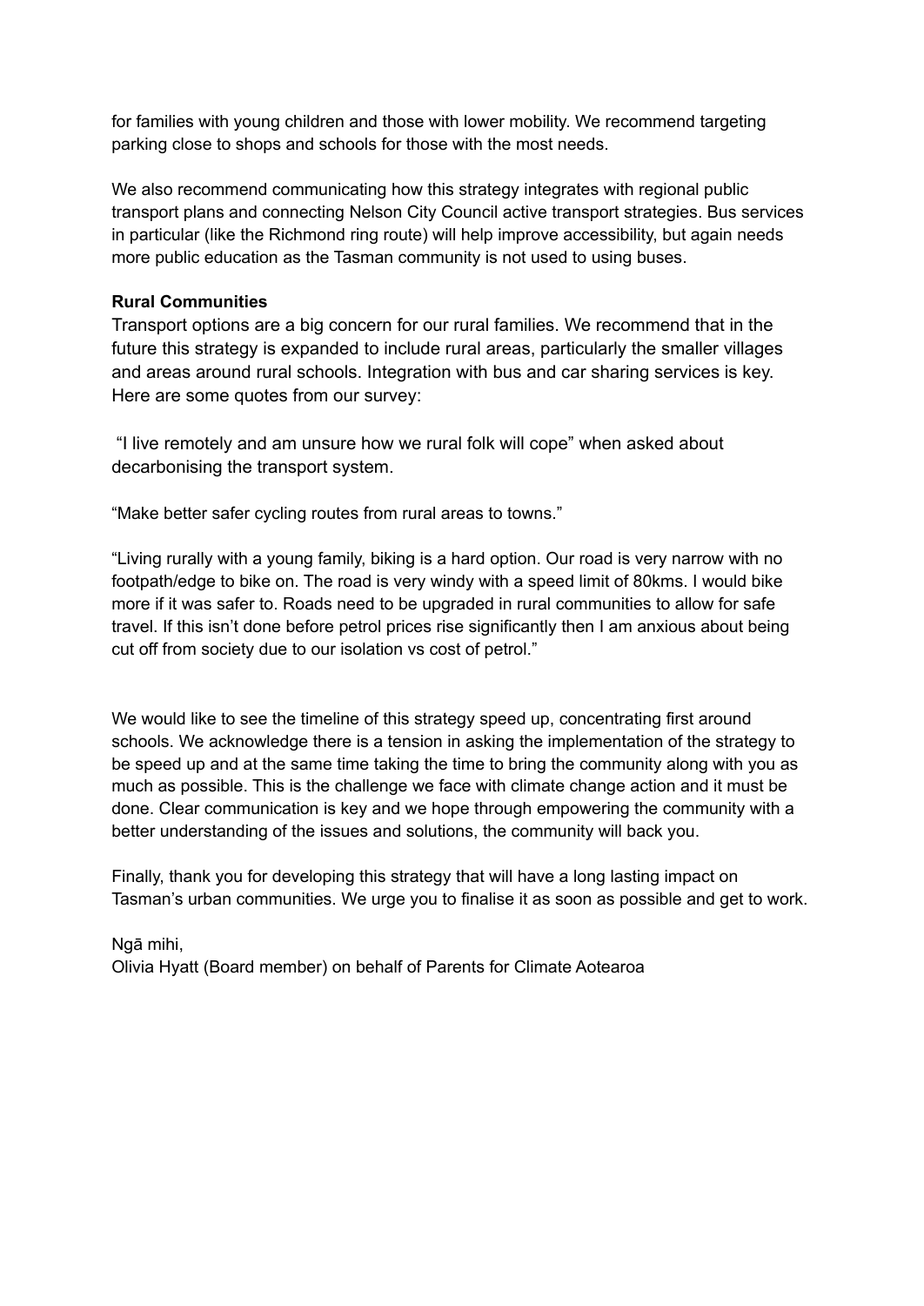for families with young children and those with lower mobility. We recommend targeting parking close to shops and schools for those with the most needs.

We also recommend communicating how this strategy integrates with regional public transport plans and connecting Nelson City Council active transport strategies. Bus services in particular (like the Richmond ring route) will help improve accessibility, but again needs more public education as the Tasman community is not used to using buses.

**Rural Communities**

Transport options are a big concern for our rural families. We recommend that in the future this strategy is expanded to include rural areas, particularly the smaller villages and areas around rural schools. Integration with bus and car sharing services is key. Here are some quotes from our survey:

"I live remotely and am unsure how we rural folk will cope" when asked about decarbonising the transport system.

"Make better safer cycling routes from rural areas to towns."

"Living rurally with a young family, biking is a hard option. Our road is very narrow with no footpath/edge to bike on. The road is very windy with a speed limit of 80kms. I would bike more if it was safer to. Roads need to be upgraded in rural communities to allow for safe travel. If this isn't done before petrol prices rise significantly then I am anxious about being cut off from society due to our isolation vs cost of petrol."

We would like to see the timeline of this strategy speed up, concentrating first around schools. We acknowledge there is a tension in asking the implementation of the strategy to be speed up and at the same time taking the time to bring the community along with you as much as possible. This is the challenge we face with climate change action and it must be done. Clear communication is key and we hope through empowering the community with a better understanding of the issues and solutions, the community will back you.

Finally, thank you for developing this strategy that will have a long lasting impact on Tasman's urban communities. We urge you to finalise it as soon as possible and get to work.

Ngā mihi,
Olivia Hyatt (Board member) on behalf of Parents for Climate Aotearoa